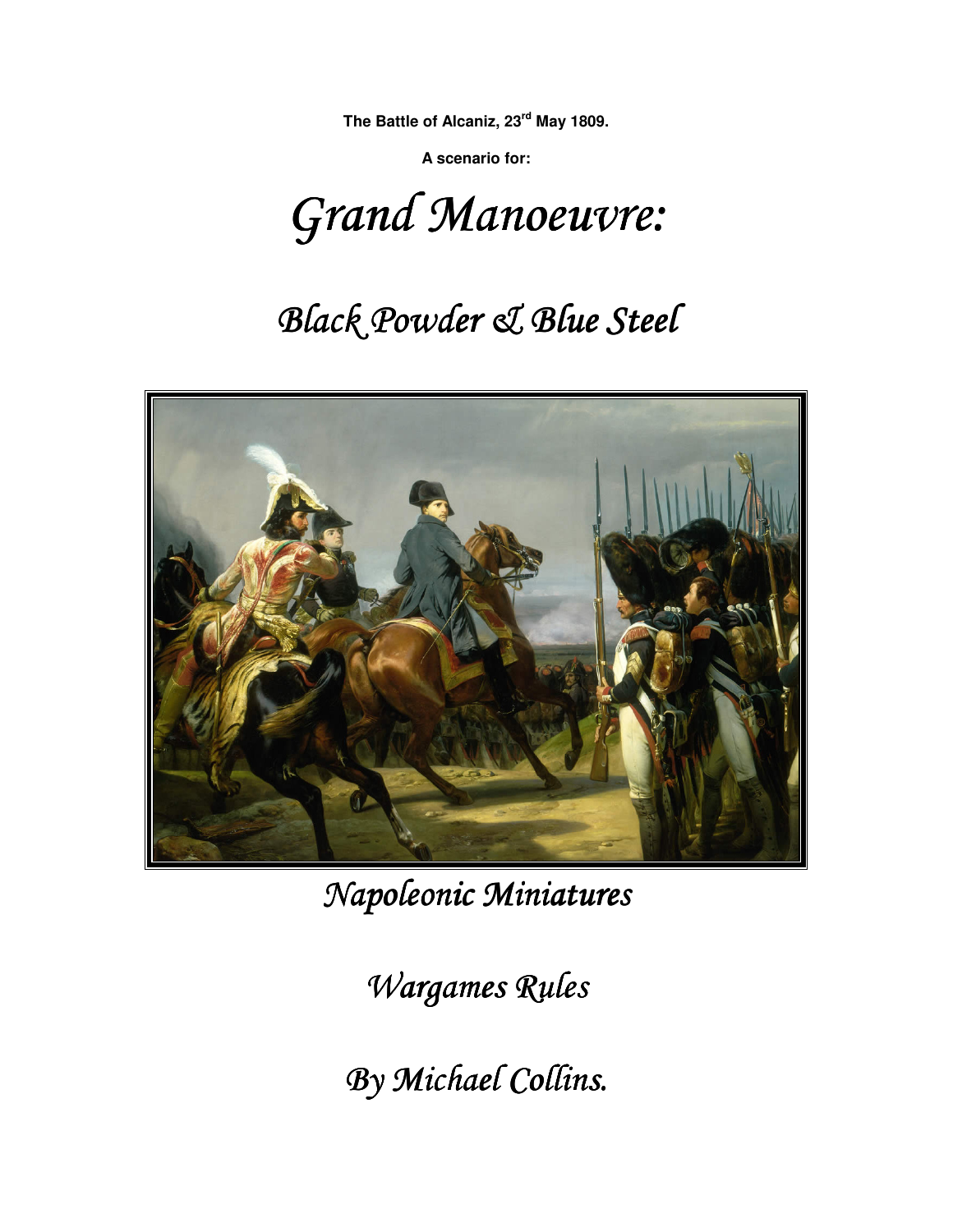**The Battle of Alcaniz, 23rd May 1809.**

**A scenario for:**

# *Grand Manoeuvre:*

## *Black Powder & Blue Steel*

*Napoleonic Miniatures*

*Wargames Rules*

*By Michael Collins.*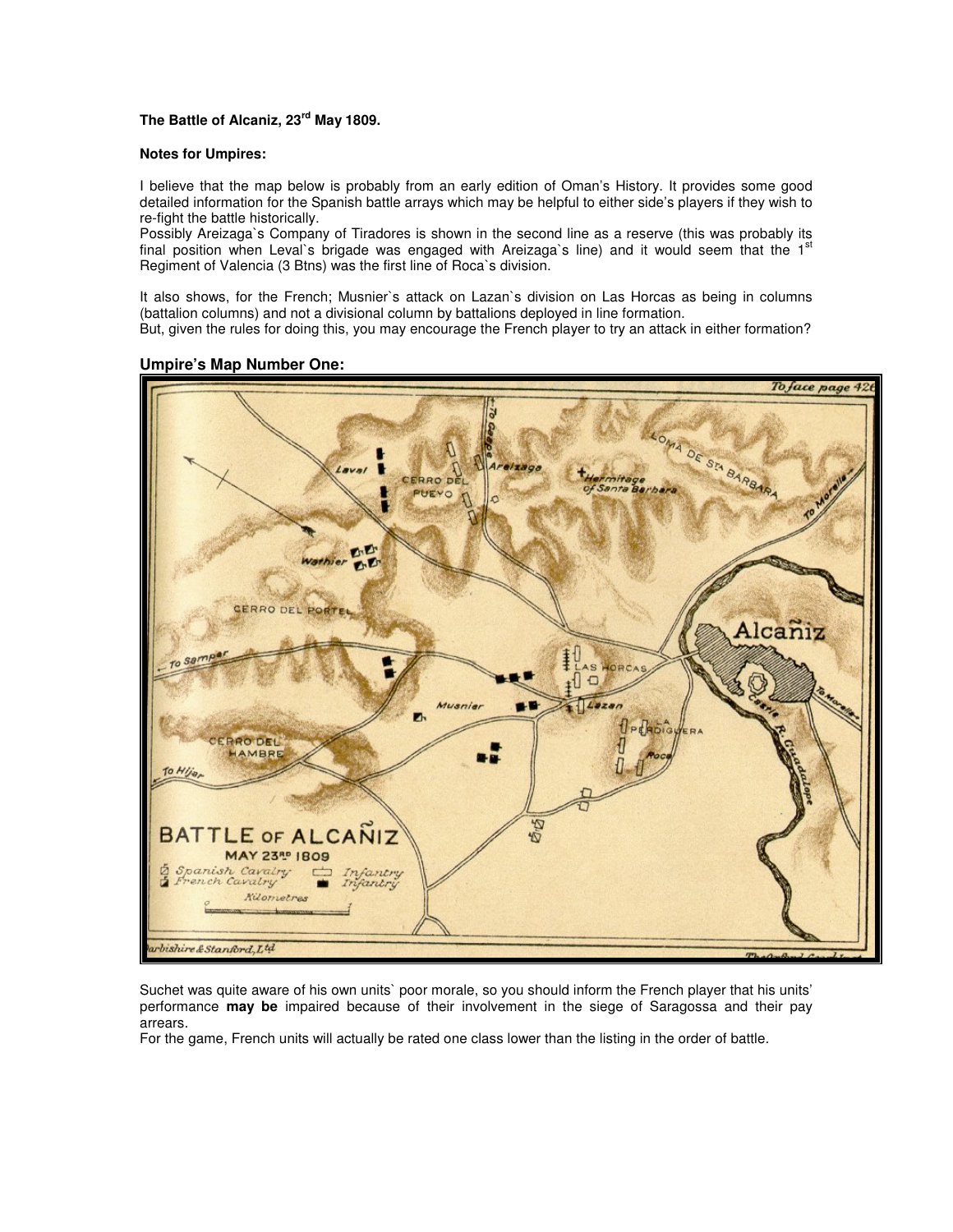**The Battle of Alcaniz, 23rd May 1809.**

**Notes for Umpires:**

I believe that the map below is probably from an early edition of Oman's History. It provides some good detailed information for the Spanish battle arrays which may be helpful to either side's players if they wish to re-fight the battle historically.

Possibly Areizaga`s Company of Tiradores is shown in the second line as a reserve (this was probably its final position when Leval`s brigade was engaged with Areizaga`s line) and it would seem that the 1st Regiment of Valencia (3 Btns) was the first line of Roca`s division.

It also shows, for the French; Musnier`s attack on Lazan`s division on Las Horcas as being in columns (battalion columns) and not a divisional column by battalions deployed in line formation.

But, given the rules for doing this, you may encourage the French player to try an attack in either formation?

## Umpire's Map Number One:

To face page 426

Leval
Areizaga
CERRO DEL PUEYO
Hermitage of Santa Barbara
LOMA DE STA BARBARA
To Caspe
To Morella
Wathier
CERRO DEL PORTEL
Alcañiz
To Samper
LAS HORCAS
Musnier
Lazan
LA PERDIGUERA
Roca
Castle
R. Guadalope
To Morella
CERRO DEL HAMBRE
To Hijar

BATTLE OF ALCAÑIZ
MAY 23RD 1809
Spanish Cavalry
French Cavalry
Infantry
Infantry
Kilometres

Barbishire & Stanford, Ltd

Suchet was quite aware of his own units` poor morale, so you should inform the French player that his units' performance **may be** impaired because of their involvement in the siege of Saragossa and their pay arrears.

For the game, French units will actually be rated one class lower than the listing in the order of battle.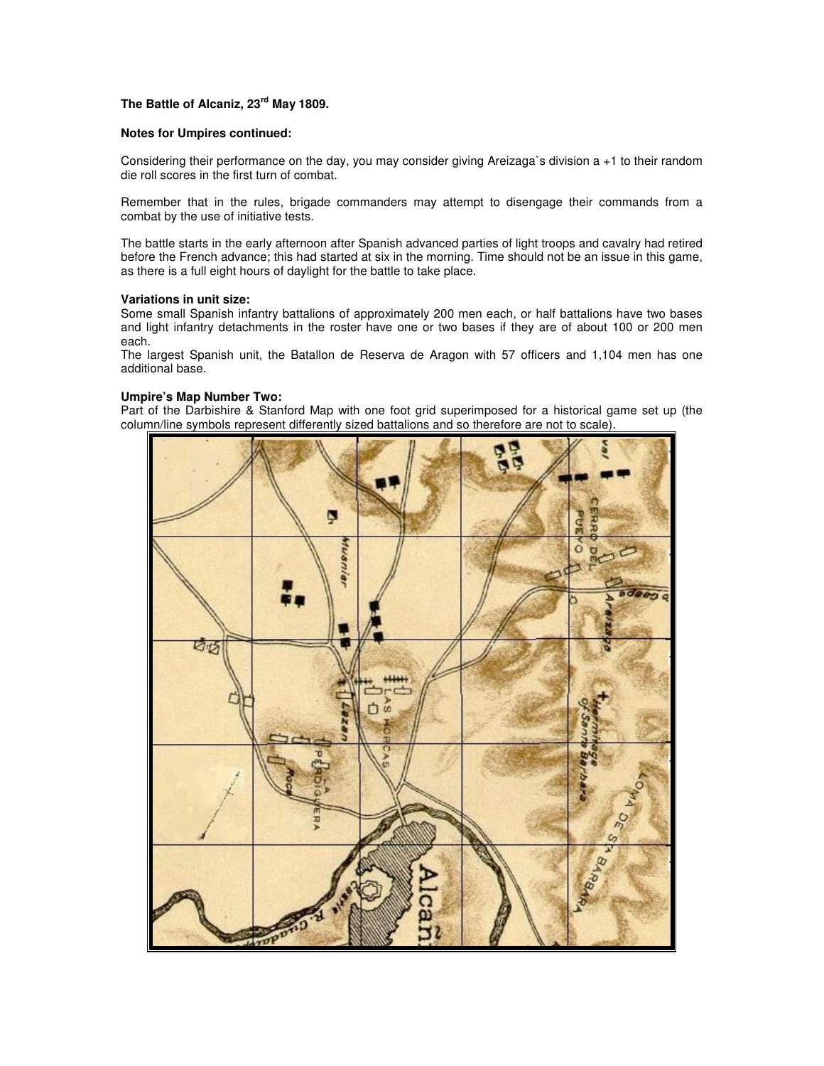**The Battle of Alcaniz, 23rd May 1809.**

**Notes for Umpires continued:**

Considering their performance on the day, you may consider giving Areizaga`s division a +1 to their random die roll scores in the first turn of combat.

Remember that in the rules, brigade commanders may attempt to disengage their commands from a combat by the use of initiative tests.

The battle starts in the early afternoon after Spanish advanced parties of light troops and cavalry had retired before the French advance; this had started at six in the morning. Time should not be an issue in this game, as there is a full eight hours of daylight for the battle to take place.

**Variations in unit size:**

Some small Spanish infantry battalions of approximately 200 men each, or half battalions have two bases and light infantry detachments in the roster have one or two bases if they are of about 100 or 200 men each.

The largest Spanish unit, the Batallon de Reserva de Aragon with 57 officers and 1,104 men has one additional base.

**Umpire's Map Number Two:**

Part of the Darbishire & Stanford Map with one foot grid superimposed for a historical game set up (the column/line symbols represent differently sized battalions and so therefore are not to scale).

Musnier

Cerro del Pueyo

Caspe

Areizaga

Las Horcas

Lazan

La Perdiguera

Roca

Hermitage of Santa Barbara

Loma de Sta Barbara

R. Guadalope

Castle

Alcañiz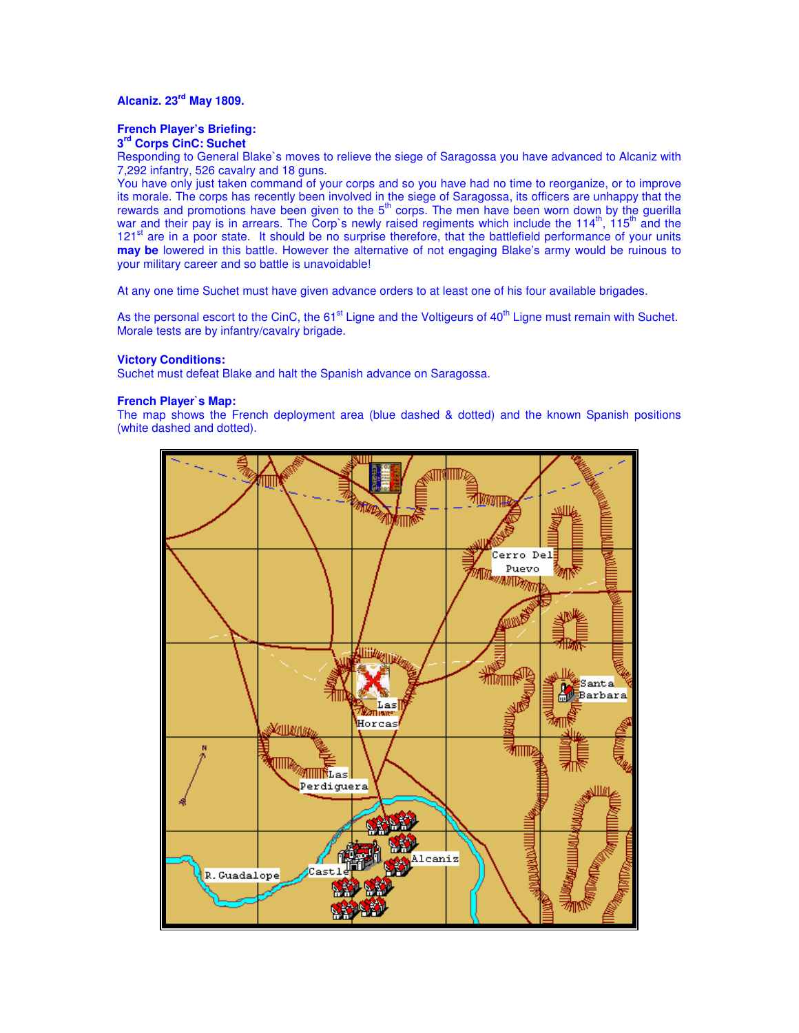**Alcaniz. 23rd May 1809.**

**French Player's Briefing:**
**3rd Corps CinC: Suchet**

Responding to General Blake`s moves to relieve the siege of Saragossa you have advanced to Alcaniz with 7,292 infantry, 526 cavalry and 18 guns.

You have only just taken command of your corps and so you have had no time to reorganize, or to improve its morale. The corps has recently been involved in the siege of Saragossa, its officers are unhappy that the rewards and promotions have been given to the 5th corps. The men have been worn down by the guerilla war and their pay is in arrears. The Corp`s newly raised regiments which include the 114th, 115th and the 121st are in a poor state. It should be no surprise therefore, that the battlefield performance of your units **may be** lowered in this battle. However the alternative of not engaging Blake's army would be ruinous to your military career and so battle is unavoidable!

At any one time Suchet must have given advance orders to at least one of his four available brigades.

As the personal escort to the CinC, the 61st Ligne and the Voltigeurs of 40th Ligne must remain with Suchet. Morale tests are by infantry/cavalry brigade.

**Victory Conditions:**

Suchet must defeat Blake and halt the Spanish advance on Saragossa.

**French Player`s Map:**

The map shows the French deployment area (blue dashed & dotted) and the known Spanish positions (white dashed and dotted).

Cerro Del Puevo

Santa Barbara

Las Horcas

Las Perdiguera

Alcaniz

Castle

R. Guadalope

N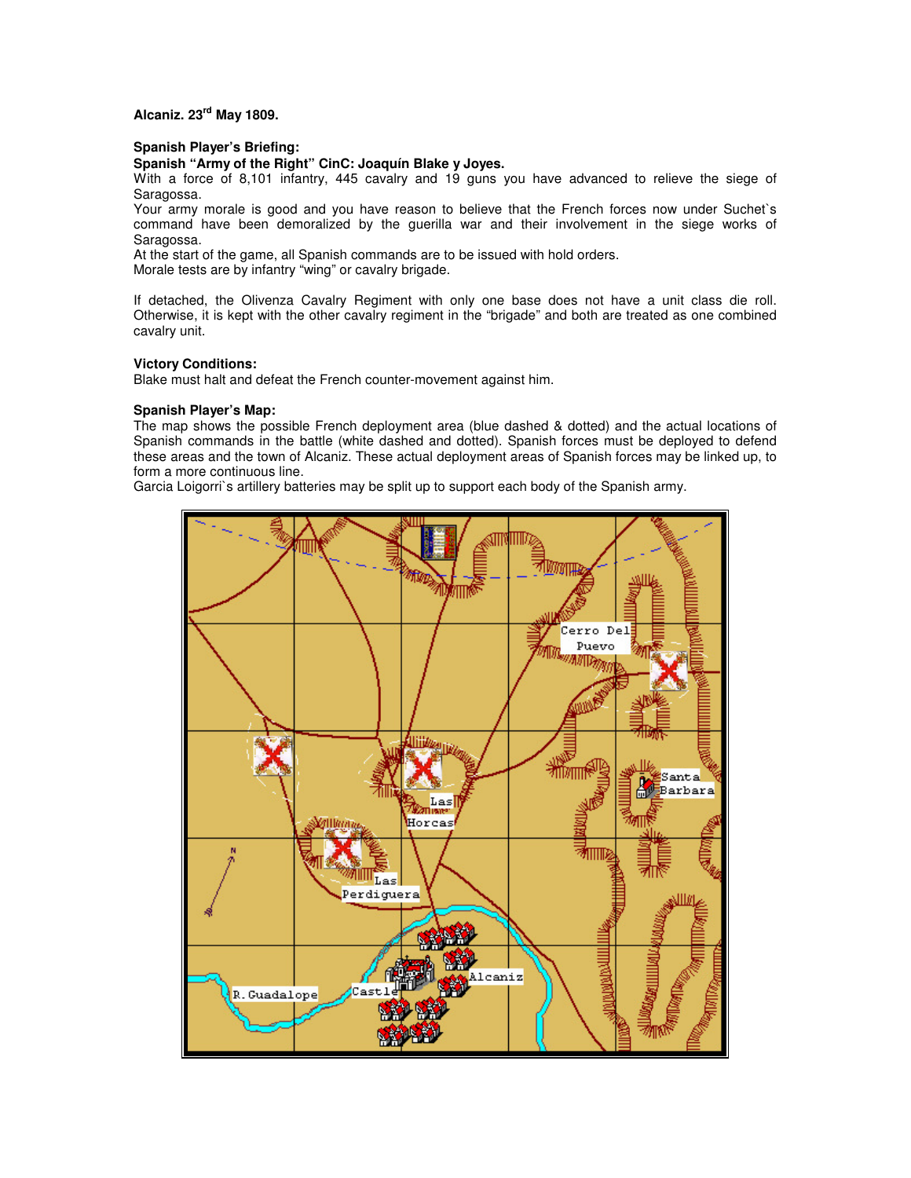**Alcaniz. 23rd May 1809.**

**Spanish Player's Briefing:**

**Spanish "Army of the Right" CinC: Joaquín Blake y Joyes.**

With a force of 8,101 infantry, 445 cavalry and 19 guns you have advanced to relieve the siege of Saragossa.

Your army morale is good and you have reason to believe that the French forces now under Suchet`s command have been demoralized by the guerilla war and their involvement in the siege works of Saragossa.

At the start of the game, all Spanish commands are to be issued with hold orders.

Morale tests are by infantry "wing" or cavalry brigade.

If detached, the Olivenza Cavalry Regiment with only one base does not have a unit class die roll. Otherwise, it is kept with the other cavalry regiment in the "brigade" and both are treated as one combined cavalry unit.

**Victory Conditions:**

Blake must halt and defeat the French counter-movement against him.

**Spanish Player's Map:**

The map shows the possible French deployment area (blue dashed & dotted) and the actual locations of Spanish commands in the battle (white dashed and dotted). Spanish forces must be deployed to defend these areas and the town of Alcaniz. These actual deployment areas of Spanish forces may be linked up, to form a more continuous line.

Garcia Loigorri`s artillery batteries may be split up to support each body of the Spanish army.

Cerro Del Puevo

Santa Barbara

Las Horcas

Las Perdiguera

Alcaniz

Castle

R. Guadalope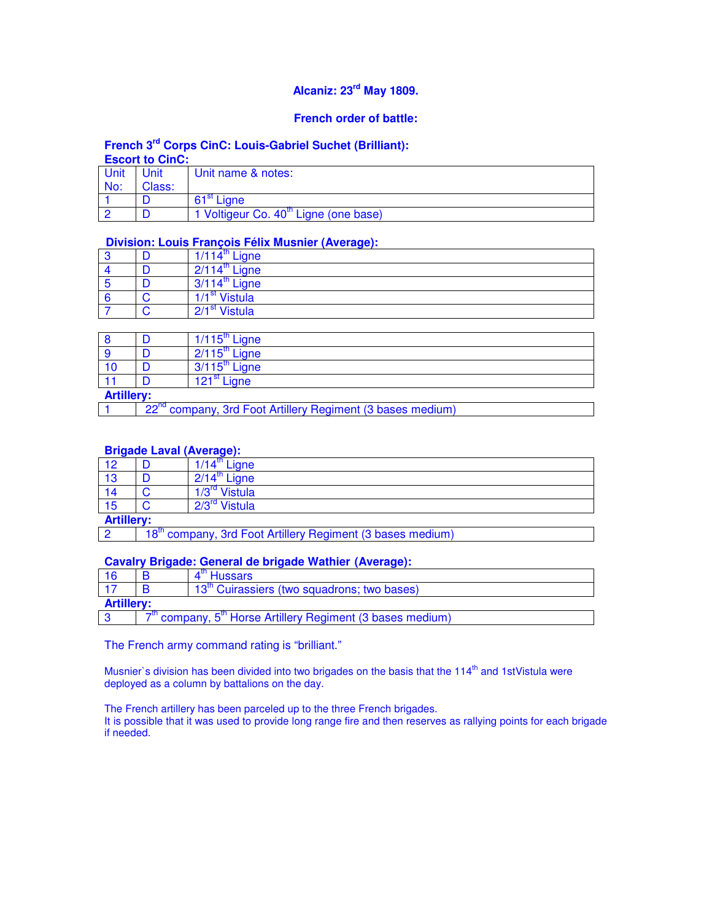## Alcaniz: 23rd May 1809.

## French order of battle:

### French 3rd Corps CinC: Louis-Gabriel Suchet (Brilliant):

**Escort to CinC:**

| Unit No: | Unit Class: | Unit name & notes: |
|---|---|---|
| 1 | D | 61st Ligne |
| 2 | D | 1 Voltigeur Co. 40th Ligne (one base) |

**Division: Louis François Félix Musnier (Average):**

| | | |
|---|---|---|
| 3 | D | 1/114th Ligne |
| 4 | D | 2/114th Ligne |
| 5 | D | 3/114th Ligne |
| 6 | C | 1/1st Vistula |
| 7 | C | 2/1st Vistula |

| | | |
|---|---|---|
| 8 | D | 1/115th Ligne |
| 9 | D | 2/115th Ligne |
| 10 | D | 3/115th Ligne |
| 11 | D | 121st Ligne |

**Artillery:**

| | |
|---|---|
| 1 | 22nd company, 3rd Foot Artillery Regiment (3 bases medium) |

**Brigade Laval (Average):**

| | | |
|---|---|---|
| 12 | D | 1/14th Ligne |
| 13 | D | 2/14th Ligne |
| 14 | C | 1/3rd Vistula |
| 15 | C | 2/3rd Vistula |

**Artillery:**

| | |
|---|---|
| 2 | 18th company, 3rd Foot Artillery Regiment (3 bases medium) |

**Cavalry Brigade: General de brigade Wathier (Average):**

| | | |
|---|---|---|
| 16 | B | 4th Hussars |
| 17 | B | 13th Cuirassiers (two squadrons; two bases) |

**Artillery:**

| | |
|---|---|
| 3 | 7th company, 5th Horse Artillery Regiment (3 bases medium) |

The French army command rating is "brilliant."

Musnier`s division has been divided into two brigades on the basis that the 114th and 1stVistula were deployed as a column by battalions on the day.

The French artillery has been parceled up to the three French brigades.
It is possible that it was used to provide long range fire and then reserves as rallying points for each brigade if needed.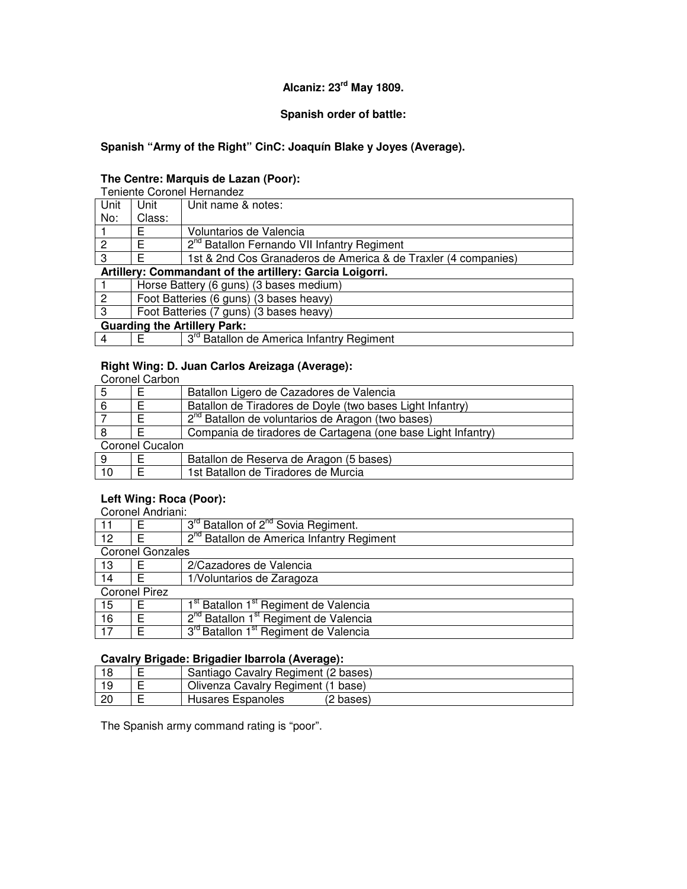**Alcaniz: 23rd May 1809.**

**Spanish order of battle:**

**Spanish "Army of the Right" CinC: Joaquín Blake y Joyes (Average).**

**The Centre: Marquis de Lazan (Poor):**

Teniente Coronel Hernandez

| Unit No: | Unit Class: | Unit name & notes: |
|---|---|---|
| 1 | E | Voluntarios de Valencia |
| 2 | E | 2nd Batallon Fernando VII Infantry Regiment |
| 3 | E | 1st & 2nd Cos Granaderos de America & de Traxler (4 companies) |
| **Artillery: Commandant of the artillery: Garcia Loigorri.** | | |
| 1 | Horse Battery (6 guns) (3 bases medium) | |
| 2 | Foot Batteries (6 guns) (3 bases heavy) | |
| 3 | Foot Batteries (7 guns) (3 bases heavy) | |
| **Guarding the Artillery Park:** | | |
| 4 | E | 3rd Batallon de America Infantry Regiment |

**Right Wing: D. Juan Carlos Areizaga (Average):**

| | | |
|---|---|---|
| Coronel Carbon | | |
| 5 | E | Batallon Ligero de Cazadores de Valencia |
| 6 | E | Batallon de Tiradores de Doyle (two bases Light Infantry) |
| 7 | E | 2nd Batallon de voluntarios de Aragon (two bases) |
| 8 | E | Compania de tiradores de Cartagena (one base Light Infantry) |
| Coronel Cucalon | | |
| 9 | E | Batallon de Reserva de Aragon (5 bases) |
| 10 | E | 1st Batallon de Tiradores de Murcia |

**Left Wing: Roca (Poor):**

| | | |
|---|---|---|
| Coronel Andriani: | | |
| 11 | E | 3rd Batallon of 2nd Sovia Regiment. |
| 12 | E | 2nd Batallon de America Infantry Regiment |
| Coronel Gonzales | | |
| 13 | E | 2/Cazadores de Valencia |
| 14 | E | 1/Voluntarios de Zaragoza |
| Coronel Pirez | | |
| 15 | E | 1st Batallon 1st Regiment de Valencia |
| 16 | E | 2nd Batallon 1st Regiment de Valencia |
| 17 | E | 3rd Batallon 1st Regiment de Valencia |

**Cavalry Brigade: Brigadier Ibarrola (Average):**

| | | |
|---|---|---|
| 18 | E | Santiago Cavalry Regiment (2 bases) |
| 19 | E | Olivenza Cavalry Regiment (1 base) |
| 20 | E | Husares Espanoles (2 bases) |

The Spanish army command rating is "poor".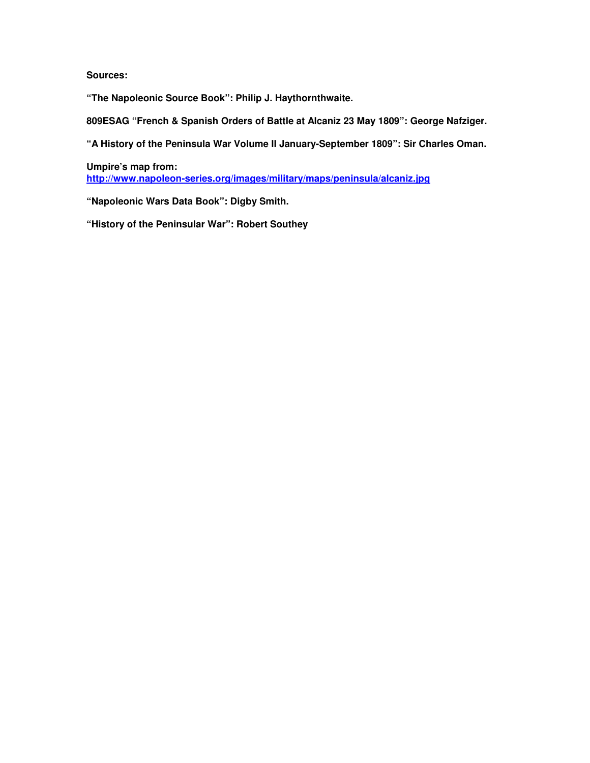**Sources:**

**"The Napoleonic Source Book": Philip J. Haythornthwaite.**

**809ESAG "French & Spanish Orders of Battle at Alcaniz 23 May 1809": George Nafziger.**

**"A History of the Peninsula War Volume II January-September 1809": Sir Charles Oman.**

**Umpire's map from:**
**http://www.napoleon-series.org/images/military/maps/peninsula/alcaniz.jpg**

**"Napoleonic Wars Data Book": Digby Smith.**

**"History of the Peninsular War": Robert Southey**